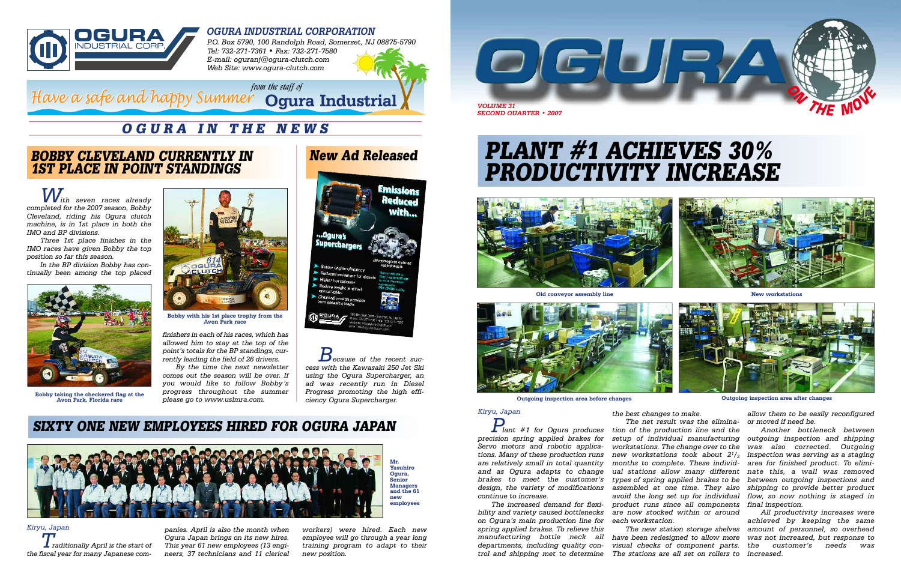# OGURA INDUSTRIAL CORPORATION

P.O. Box 5790, 100 Randolph Road, Somerset, NJ 08875-5790
Tel: 732-271-7361 • Fax: 732-271-7580
E-mail: oguranj@ogura-clutch.com
Web Site: www.ogura-clutch.com

Have a safe and happy Summer *from the staff of* **Ogura Industrial**

## OGURA IN THE NEWS

### BOBBY CLEVELAND CURRENTLY IN 1ST PLACE IN POINT STANDINGS

*With seven races already completed for the 2007 season, Bobby Cleveland, riding his Ogura clutch machine, is in 1st place in both the IMO and BP divisions.*

*Three 1st place finishes in the IMO races have given Bobby the top position so far this season.*

*In the BP division Bobby has continually been among the top placed finishers in each of his races, which has allowed him to stay at the top of the point's totals for the BP standings, currently leading the field of 26 drivers.*

*By the time the next newsletter comes out the season will be over. If you would like to follow Bobby's progress throughout the summer please go to www.uslmra.com.*

**Bobby taking the checkered flag at the Avon Park, Florida race**

**Bobby with his 1st place trophy from the Avon Park race**

### New Ad Released

*Because of the recent success with the Kawasaki 250 Jet Ski using the Ogura Supercharger, an ad was recently run in Diesel Progress promoting the high efficiency Ogura Supercharger.*

### SIXTY ONE NEW EMPLOYEES HIRED FOR OGURA JAPAN

**Mr. Yasuhiro Ogura, Senior Managers and the 61 new employees**

*Kiryu, Japan*

*Traditionally April is the start of the fiscal year for many Japanese companies. April is also the month when Ogura Japan brings on its new hires. This year 61 new employees (13 engineers, 37 technicians and 11 clerical workers) were hired. Each new employee will go through a year long training program to adapt to their new position.*

# OGURA ON THE MOVE

*VOLUME 31*
*SECOND QUARTER • 2007*

## PLANT #1 ACHIEVES 30% PRODUCTIVITY INCREASE

**Old conveyor assembly line**

**New workstations**

**Outgoing inspection area before changes**

**Outgoing inspection area after changes**

*Kiryu, Japan*

*Plant #1 for Ogura produces precision spring applied brakes for Servo motors and robotic applications. Many of these production runs are relatively small in total quantity and as Ogura adapts to change brakes to meet the customer's design, the variety of modifications continue to increase.*

*The increased demand for flexibility and variety caused bottlenecks on Ogura's main production line for spring applied brakes. To relieve this manufacturing bottle neck all departments, including quality control and shipping met to determine the best changes to make.*

*The net result was the elimination of the production line and the setup of individual manufacturing workstations. The change over to the new workstations took about $2^1/_2$ months to complete. These individual stations allow many different types of spring applied brakes to be assembled at one time. They also avoid the long set up for individual product runs since all components are now stocked within or around each workstation.*

*The new station storage shelves have been redesigned to allow more visual checks of component parts. The stations are all set on rollers to allow them to be easily reconfigured or moved if need be.*

*Another bottleneck between outgoing inspection and shipping was also corrected. Outgoing inspection was serving as a staging area for finished product. To eliminate this, a wall was removed between outgoing inspections and shipping to provide better product flow, so now nothing is staged in final inspection.*

*All productivity increases were achieved by keeping the same amount of personnel, so overhead was not increased, but response to the customer's needs was increased.*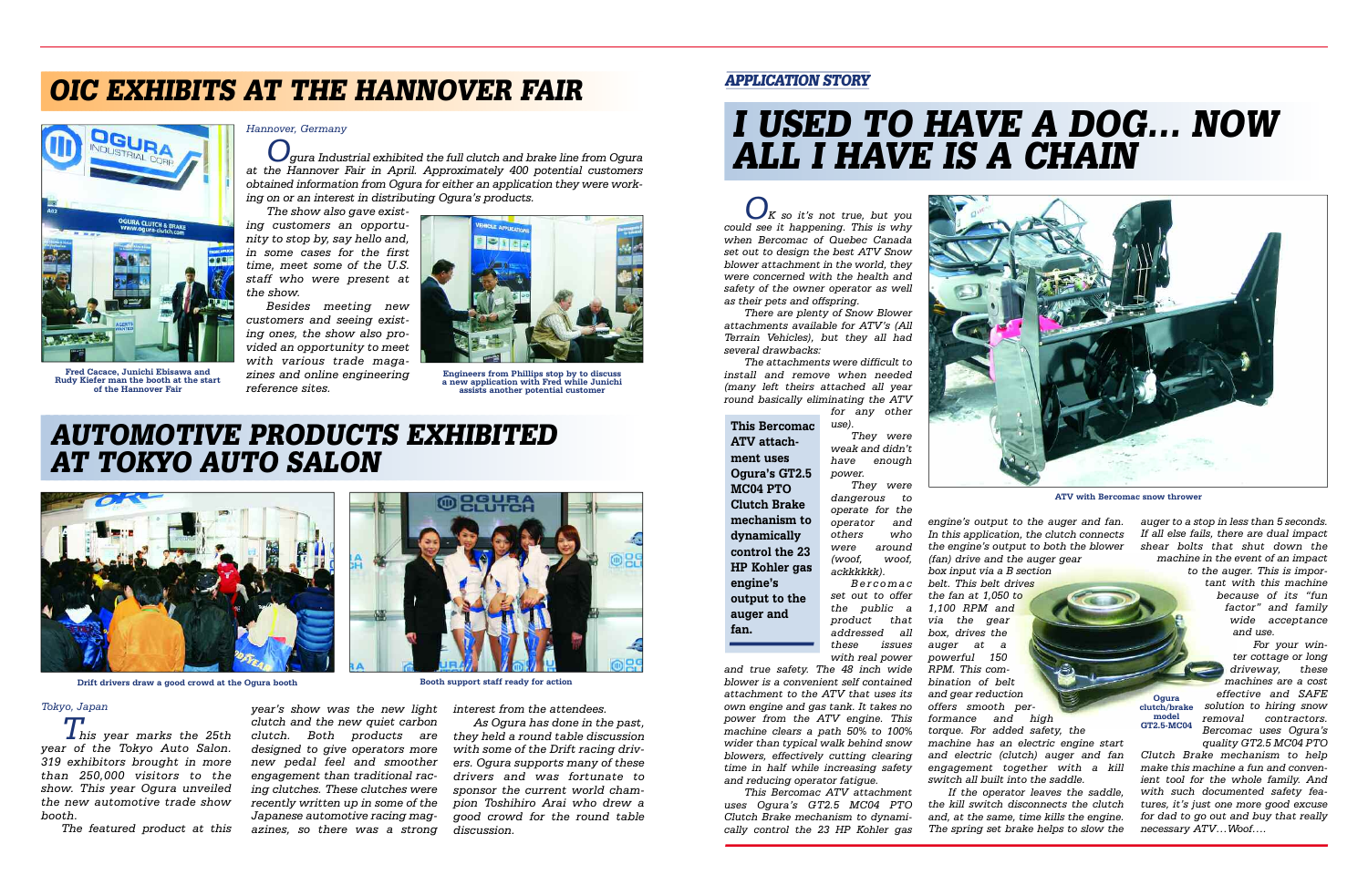# OIC EXHIBITS AT THE HANNOVER FAIR

Fred Cacace, Junichi Ebisawa and Rudy Kiefer man the booth at the start of the Hannover Fair

*Hannover, Germany*

*Ogura Industrial exhibited the full clutch and brake line from Ogura at the Hannover Fair in April. Approximately 400 potential customers obtained information from Ogura for either an application they were working on or an interest in distributing Ogura's products.*

*The show also gave existing customers an opportunity to stop by, say hello and, in some cases for the first time, meet some of the U.S. staff who were present at the show.*

*Besides meeting new customers and seeing existing ones, the show also provided an opportunity to meet with various trade magazines and online engineering reference sites.*

Engineers from Phillips stop by to discuss a new application with Fred while Junichi assists another potential customer

# AUTOMOTIVE PRODUCTS EXHIBITED AT TOKYO AUTO SALON

Drift drivers draw a good crowd at the Ogura booth

Booth support staff ready for action

*Tokyo, Japan*

*This year marks the 25th year of the Tokyo Auto Salon. 319 exhibitors brought in more than 250,000 visitors to the show. This year Ogura unveiled the new automotive trade show booth.*

*The featured product at this year's show was the new light clutch and the new quiet carbon clutch. Both products are designed to give operators more new pedal feel and smoother engagement than traditional racing clutches. These clutches were recently written up in some of the Japanese automotive racing magazines, so there was a strong interest from the attendees.*

*As Ogura has done in the past, they held a round table discussion with some of the Drift racing drivers. Ogura supports many of these drivers and was fortunate to sponsor the current world champion Toshihiro Arai who drew a good crowd for the round table discussion.*

## *APPLICATION STORY*

# I USED TO HAVE A DOG… NOW ALL I HAVE IS A CHAIN

*OK so it's not true, but you could see it happening. This is why when Bercomac of Quebec Canada set out to design the best ATV Snow blower attachment in the world, they were concerned with the health and safety of the owner operator as well as their pets and offspring.*

*There are plenty of Snow Blower attachments available for ATV's (All Terrain Vehicles), but they all had several drawbacks:*

*The attachments were difficult to install and remove when needed (many left theirs attached all year round basically eliminating the ATV for any other use).*

*They were weak and didn't have enough power.*

*They were dangerous to operate for the operator and others who were around (woof, woof, ackkkkkk).*

**This Bercomac ATV attachment uses Ogura's GT2.5 MC04 PTO Clutch Brake mechanism to dynamically control the 23 HP Kohler gas engine's output to the auger and fan.**

*Bercomac set out to offer the public a product that addressed all these issues with real power and true safety. The 48 inch wide blower is a convenient self contained attachment to the ATV that uses its own engine and gas tank. It takes no power from the ATV engine. This machine clears a path 50% to 100% wider than typical walk behind snow blowers, effectively cutting clearing time in half while increasing safety and reducing operator fatigue.*

*This Bercomac ATV attachment uses Ogura's GT2.5 MC04 PTO Clutch Brake mechanism to dynamically control the 23 HP Kohler gas engine's output to the auger and fan. In this application, the clutch connects the engine's output to both the blower (fan) drive and the auger gear box input via a B section belt. This belt drives the fan at 1,050 to 1,100 RPM and via the gear box, drives the auger at a powerful 150 RPM. This combination of belt and gear reduction offers smooth performance and high torque. For added safety, the machine has an electric engine start and electric (clutch) auger and fan engagement together with a kill switch all built into the saddle.*

*If the operator leaves the saddle, the kill switch disconnects the clutch and, at the same, time kills the engine. The spring set brake helps to slow the auger to a stop in less than 5 seconds. If all else fails, there are dual impact shear bolts that shut down the machine in the event of an impact to the auger. This is important with this machine because of its "fun factor" and family wide acceptance and use.*

*For your winter cottage or long driveway, these machines are a cost effective and SAFE solution to hiring snow removal contractors. Bercomac uses Ogura's quality GT2.5 MC04 PTO Clutch Brake mechanism to help make this machine a fun and convenient tool for the whole family. And with such documented safety features, it's just one more good excuse for dad to go out and buy that really necessary ATV…Woof….*

ATV with Bercomac snow thrower

Ogura clutch/brake model GT2.5-MC04